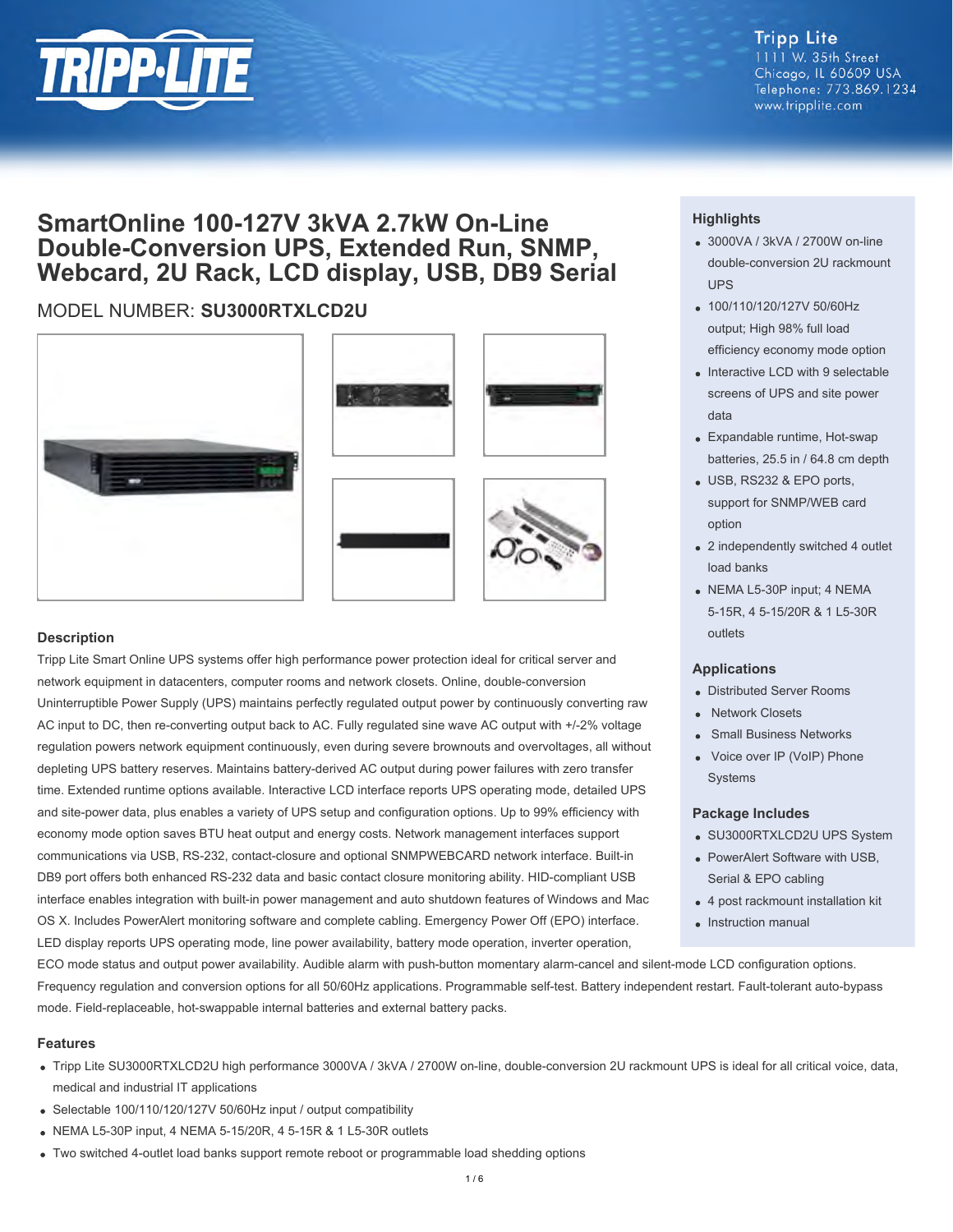Tripp Lite
1111 W. 35th Street
Chicago, IL 60609 USA
Telephone: 773.869.1234
www.tripplite.com

# SmartOnline 100-127V 3kVA 2.7kW On-Line Double-Conversion UPS, Extended Run, SNMP, Webcard, 2U Rack, LCD display, USB, DB9 Serial

MODEL NUMBER: **SU3000RTXLCD2U**

## Highlights

- 3000VA / 3kVA / 2700W on-line double-conversion 2U rackmount UPS
- 100/110/120/127V 50/60Hz output; High 98% full load efficiency economy mode option
- Interactive LCD with 9 selectable screens of UPS and site power data
- Expandable runtime, Hot-swap batteries, 25.5 in / 64.8 cm depth
- USB, RS232 & EPO ports, support for SNMP/WEB card option
- 2 independently switched 4 outlet load banks
- NEMA L5-30P input; 4 NEMA 5-15R, 4 5-15/20R & 1 L5-30R outlets

## Applications

- Distributed Server Rooms
- Network Closets
- Small Business Networks
- Voice over IP (VoIP) Phone Systems

## Package Includes

- SU3000RTXLCD2U UPS System
- PowerAlert Software with USB, Serial & EPO cabling
- 4 post rackmount installation kit
- Instruction manual

## Description

Tripp Lite Smart Online UPS systems offer high performance power protection ideal for critical server and network equipment in datacenters, computer rooms and network closets. Online, double-conversion Uninterruptible Power Supply (UPS) maintains perfectly regulated output power by continuously converting raw AC input to DC, then re-converting output back to AC. Fully regulated sine wave AC output with +/-2% voltage regulation powers network equipment continuously, even during severe brownouts and overvoltages, all without depleting UPS battery reserves. Maintains battery-derived AC output during power failures with zero transfer time. Extended runtime options available. Interactive LCD interface reports UPS operating mode, detailed UPS and site-power data, plus enables a variety of UPS setup and configuration options. Up to 99% efficiency with economy mode option saves BTU heat output and energy costs. Network management interfaces support communications via USB, RS-232, contact-closure and optional SNMPWEBCARD network interface. Built-in DB9 port offers both enhanced RS-232 data and basic contact closure monitoring ability. HID-compliant USB interface enables integration with built-in power management and auto shutdown features of Windows and Mac OS X. Includes PowerAlert monitoring software and complete cabling. Emergency Power Off (EPO) interface. LED display reports UPS operating mode, line power availability, battery mode operation, inverter operation, ECO mode status and output power availability. Audible alarm with push-button momentary alarm-cancel and silent-mode LCD configuration options. Frequency regulation and conversion options for all 50/60Hz applications. Programmable self-test. Battery independent restart. Fault-tolerant auto-bypass mode. Field-replaceable, hot-swappable internal batteries and external battery packs.

## Features

- Tripp Lite SU3000RTXLCD2U high performance 3000VA / 3kVA / 2700W on-line, double-conversion 2U rackmount UPS is ideal for all critical voice, data, medical and industrial IT applications
- Selectable 100/110/120/127V 50/60Hz input / output compatibility
- NEMA L5-30P input, 4 NEMA 5-15/20R, 4 5-15R & 1 L5-30R outlets
- Two switched 4-outlet load banks support remote reboot or programmable load shedding options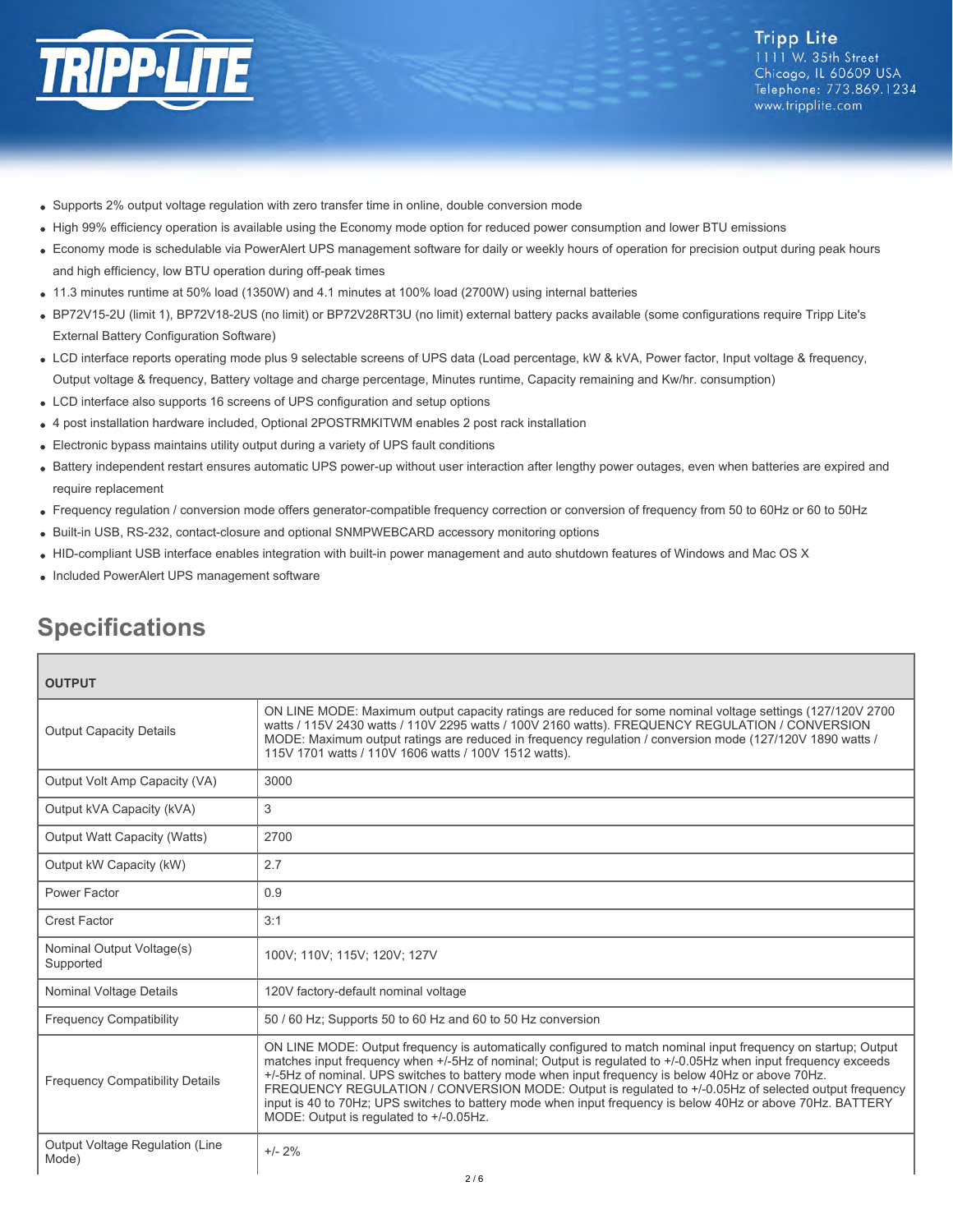- Supports 2% output voltage regulation with zero transfer time in online, double conversion mode
- High 99% efficiency operation is available using the Economy mode option for reduced power consumption and lower BTU emissions
- Economy mode is schedulable via PowerAlert UPS management software for daily or weekly hours of operation for precision output during peak hours and high efficiency, low BTU operation during off-peak times
- 11.3 minutes runtime at 50% load (1350W) and 4.1 minutes at 100% load (2700W) using internal batteries
- BP72V15-2U (limit 1), BP72V18-2US (no limit) or BP72V28RT3U (no limit) external battery packs available (some configurations require Tripp Lite's External Battery Configuration Software)
- LCD interface reports operating mode plus 9 selectable screens of UPS data (Load percentage, kW & kVA, Power factor, Input voltage & frequency, Output voltage & frequency, Battery voltage and charge percentage, Minutes runtime, Capacity remaining and Kw/hr. consumption)
- LCD interface also supports 16 screens of UPS configuration and setup options
- 4 post installation hardware included, Optional 2POSTRMKITWM enables 2 post rack installation
- Electronic bypass maintains utility output during a variety of UPS fault conditions
- Battery independent restart ensures automatic UPS power-up without user interaction after lengthy power outages, even when batteries are expired and require replacement
- Frequency regulation / conversion mode offers generator-compatible frequency correction or conversion of frequency from 50 to 60Hz or 60 to 50Hz
- Built-in USB, RS-232, contact-closure and optional SNMPWEBCARD accessory monitoring options
- HID-compliant USB interface enables integration with built-in power management and auto shutdown features of Windows and Mac OS X
- Included PowerAlert UPS management software

## Specifications

| OUTPUT | |
|---|---|
| Output Capacity Details | ON LINE MODE: Maximum output capacity ratings are reduced for some nominal voltage settings (127/120V 2700 watts / 115V 2430 watts / 110V 2295 watts / 100V 2160 watts). FREQUENCY REGULATION / CONVERSION MODE: Maximum output ratings are reduced in frequency regulation / conversion mode (127/120V 1890 watts / 115V 1701 watts / 110V 1606 watts / 100V 1512 watts). |
| Output Volt Amp Capacity (VA) | 3000 |
| Output kVA Capacity (kVA) | 3 |
| Output Watt Capacity (Watts) | 2700 |
| Output kW Capacity (kW) | 2.7 |
| Power Factor | 0.9 |
| Crest Factor | 3:1 |
| Nominal Output Voltage(s) Supported | 100V; 110V; 115V; 120V; 127V |
| Nominal Voltage Details | 120V factory-default nominal voltage |
| Frequency Compatibility | 50 / 60 Hz; Supports 50 to 60 Hz and 60 to 50 Hz conversion |
| Frequency Compatibility Details | ON LINE MODE: Output frequency is automatically configured to match nominal input frequency on startup; Output matches input frequency when +/-5Hz of nominal; Output is regulated to +/-0.05Hz when input frequency exceeds +/-5Hz of nominal. UPS switches to battery mode when input frequency is below 40Hz or above 70Hz. FREQUENCY REGULATION / CONVERSION MODE: Output is regulated to +/-0.05Hz of selected output frequency input is 40 to 70Hz; UPS switches to battery mode when input frequency is below 40Hz or above 70Hz. BATTERY MODE: Output is regulated to +/-0.05Hz. |
| Output Voltage Regulation (Line Mode) | +/- 2% |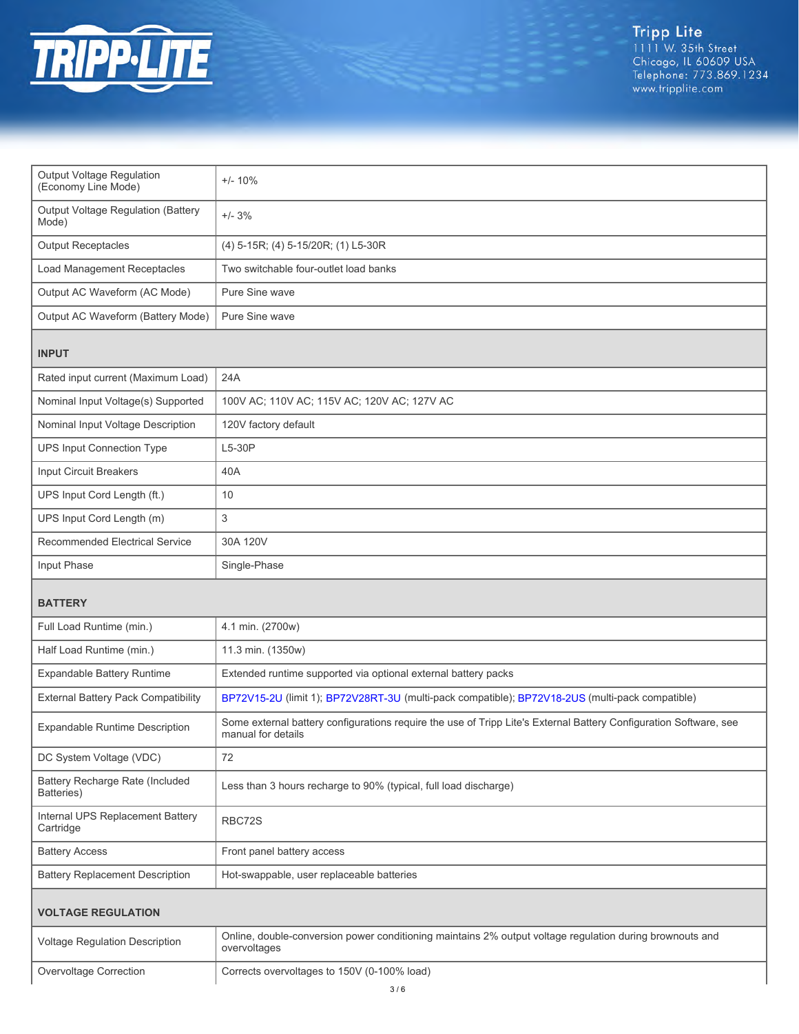| | |
|---|---|
| Output Voltage Regulation (Economy Line Mode) | +/- 10% |
| Output Voltage Regulation (Battery Mode) | +/- 3% |
| Output Receptacles | (4) 5-15R; (4) 5-15/20R; (1) L5-30R |
| Load Management Receptacles | Two switchable four-outlet load banks |
| Output AC Waveform (AC Mode) | Pure Sine wave |
| Output AC Waveform (Battery Mode) | Pure Sine wave |

## INPUT

| | |
|---|---|
| Rated input current (Maximum Load) | 24A |
| Nominal Input Voltage(s) Supported | 100V AC; 110V AC; 115V AC; 120V AC; 127V AC |
| Nominal Input Voltage Description | 120V factory default |
| UPS Input Connection Type | L5-30P |
| Input Circuit Breakers | 40A |
| UPS Input Cord Length (ft.) | 10 |
| UPS Input Cord Length (m) | 3 |
| Recommended Electrical Service | 30A 120V |
| Input Phase | Single-Phase |

## BATTERY

| | |
|---|---|
| Full Load Runtime (min.) | 4.1 min. (2700w) |
| Half Load Runtime (min.) | 11.3 min. (1350w) |
| Expandable Battery Runtime | Extended runtime supported via optional external battery packs |
| External Battery Pack Compatibility | BP72V15-2U (limit 1); BP72V28RT-3U (multi-pack compatible); BP72V18-2US (multi-pack compatible) |
| Expandable Runtime Description | Some external battery configurations require the use of Tripp Lite's External Battery Configuration Software, see manual for details |
| DC System Voltage (VDC) | 72 |
| Battery Recharge Rate (Included Batteries) | Less than 3 hours recharge to 90% (typical, full load discharge) |
| Internal UPS Replacement Battery Cartridge | RBC72S |
| Battery Access | Front panel battery access |
| Battery Replacement Description | Hot-swappable, user replaceable batteries |

## VOLTAGE REGULATION

| | |
|---|---|
| Voltage Regulation Description | Online, double-conversion power conditioning maintains 2% output voltage regulation during brownouts and overvoltages |
| Overvoltage Correction | Corrects overvoltages to 150V (0-100% load) |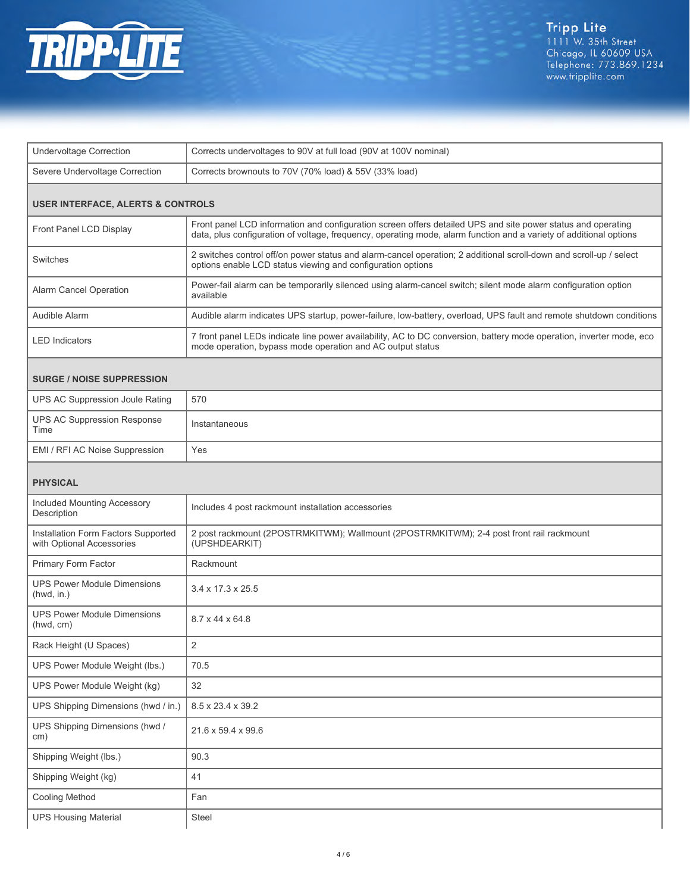| | |
|---|---|
| Undervoltage Correction | Corrects undervoltages to 90V at full load (90V at 100V nominal) |
| Severe Undervoltage Correction | Corrects brownouts to 70V (70% load) & 55V (33% load) |
| **USER INTERFACE, ALERTS & CONTROLS** | |
| Front Panel LCD Display | Front panel LCD information and configuration screen offers detailed UPS and site power status and operating data, plus configuration of voltage, frequency, operating mode, alarm function and a variety of additional options |
| Switches | 2 switches control off/on power status and alarm-cancel operation; 2 additional scroll-down and scroll-up / select options enable LCD status viewing and configuration options |
| Alarm Cancel Operation | Power-fail alarm can be temporarily silenced using alarm-cancel switch; silent mode alarm configuration option available |
| Audible Alarm | Audible alarm indicates UPS startup, power-failure, low-battery, overload, UPS fault and remote shutdown conditions |
| LED Indicators | 7 front panel LEDs indicate line power availability, AC to DC conversion, battery mode operation, inverter mode, eco mode operation, bypass mode operation and AC output status |
| **SURGE / NOISE SUPPRESSION** | |
| UPS AC Suppression Joule Rating | 570 |
| UPS AC Suppression Response Time | Instantaneous |
| EMI / RFI AC Noise Suppression | Yes |
| **PHYSICAL** | |
| Included Mounting Accessory Description | Includes 4 post rackmount installation accessories |
| Installation Form Factors Supported with Optional Accessories | 2 post rackmount (2POSTRMKITWM); Wallmount (2POSTRMKITWM); 2-4 post front rail rackmount (UPSHDEARKIT) |
| Primary Form Factor | Rackmount |
| UPS Power Module Dimensions (hwd, in.) | 3.4 x 17.3 x 25.5 |
| UPS Power Module Dimensions (hwd, cm) | 8.7 x 44 x 64.8 |
| Rack Height (U Spaces) | 2 |
| UPS Power Module Weight (lbs.) | 70.5 |
| UPS Power Module Weight (kg) | 32 |
| UPS Shipping Dimensions (hwd / in.) | 8.5 x 23.4 x 39.2 |
| UPS Shipping Dimensions (hwd / cm) | 21.6 x 59.4 x 99.6 |
| Shipping Weight (lbs.) | 90.3 |
| Shipping Weight (kg) | 41 |
| Cooling Method | Fan |
| UPS Housing Material | Steel |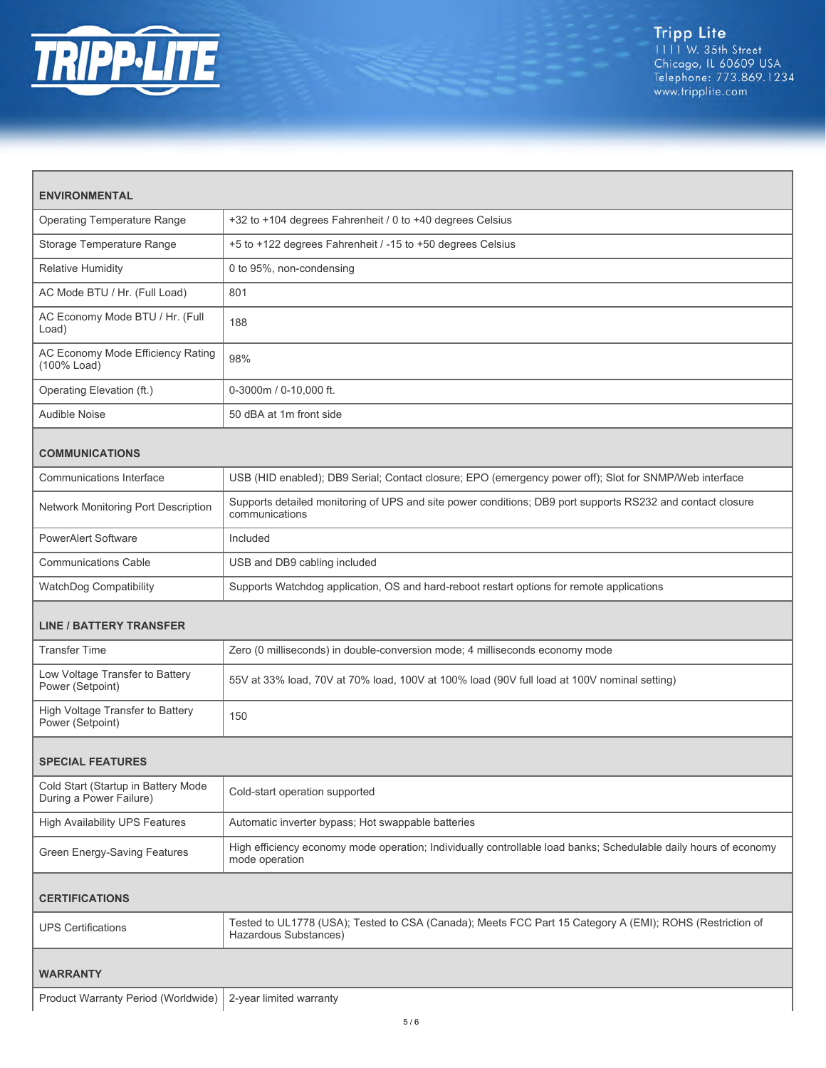| ENVIRONMENTAL | |
|---|---|
| Operating Temperature Range | +32 to +104 degrees Fahrenheit / 0 to +40 degrees Celsius |
| Storage Temperature Range | +5 to +122 degrees Fahrenheit / -15 to +50 degrees Celsius |
| Relative Humidity | 0 to 95%, non-condensing |
| AC Mode BTU / Hr. (Full Load) | 801 |
| AC Economy Mode BTU / Hr. (Full Load) | 188 |
| AC Economy Mode Efficiency Rating (100% Load) | 98% |
| Operating Elevation (ft.) | 0-3000m / 0-10,000 ft. |
| Audible Noise | 50 dBA at 1m front side |

| COMMUNICATIONS | |
|---|---|
| Communications Interface | USB (HID enabled); DB9 Serial; Contact closure; EPO (emergency power off); Slot for SNMP/Web interface |
| Network Monitoring Port Description | Supports detailed monitoring of UPS and site power conditions; DB9 port supports RS232 and contact closure communications |
| PowerAlert Software | Included |
| Communications Cable | USB and DB9 cabling included |
| WatchDog Compatibility | Supports Watchdog application, OS and hard-reboot restart options for remote applications |

| LINE / BATTERY TRANSFER | |
|---|---|
| Transfer Time | Zero (0 milliseconds) in double-conversion mode; 4 milliseconds economy mode |
| Low Voltage Transfer to Battery Power (Setpoint) | 55V at 33% load, 70V at 70% load, 100V at 100% load (90V full load at 100V nominal setting) |
| High Voltage Transfer to Battery Power (Setpoint) | 150 |

| SPECIAL FEATURES | |
|---|---|
| Cold Start (Startup in Battery Mode During a Power Failure) | Cold-start operation supported |
| High Availability UPS Features | Automatic inverter bypass; Hot swappable batteries |
| Green Energy-Saving Features | High efficiency economy mode operation; Individually controllable load banks; Schedulable daily hours of economy mode operation |

| CERTIFICATIONS | |
|---|---|
| UPS Certifications | Tested to UL1778 (USA); Tested to CSA (Canada); Meets FCC Part 15 Category A (EMI); ROHS (Restriction of Hazardous Substances) |

| WARRANTY | |
|---|---|
| Product Warranty Period (Worldwide) | 2-year limited warranty |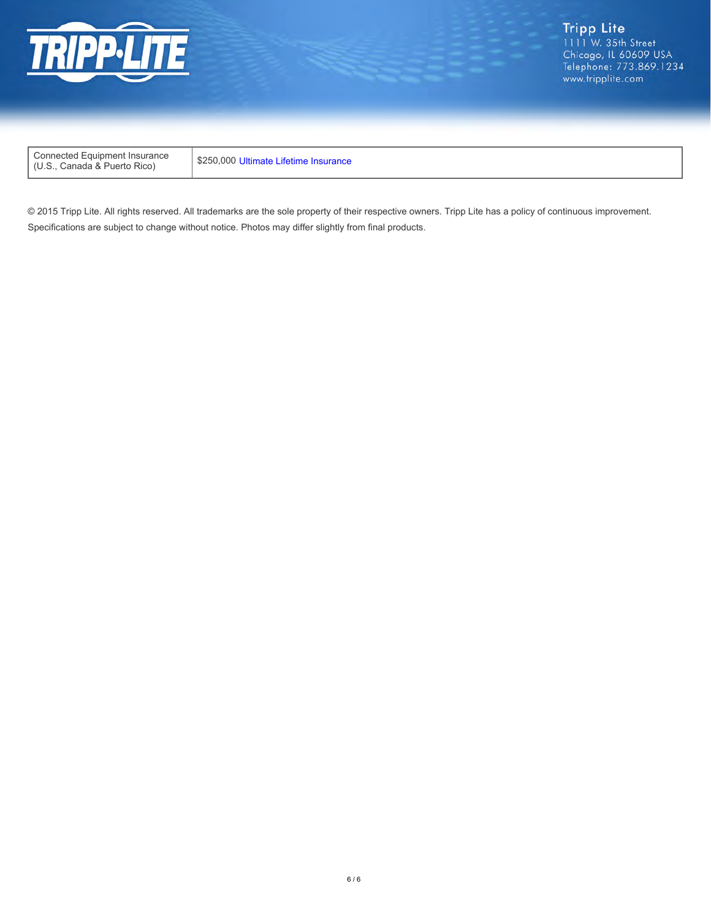| | |
|---|---|
| Connected Equipment Insurance (U.S., Canada & Puerto Rico) | $250,000 Ultimate Lifetime Insurance |

© 2015 Tripp Lite. All rights reserved. All trademarks are the sole property of their respective owners. Tripp Lite has a policy of continuous improvement. Specifications are subject to change without notice. Photos may differ slightly from final products.